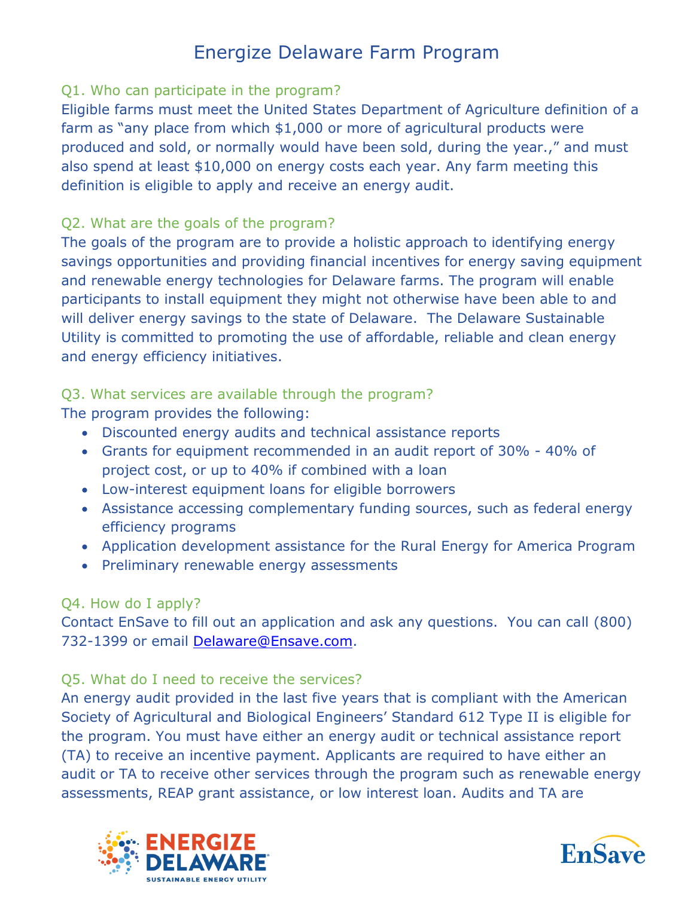# Energize Delaware Farm Program

## Q1. Who can participate in the program?

Eligible farms must meet the United States Department of Agriculture definition of a farm as "any place from which $1,000 or more of agricultural products were produced and sold, or normally would have been sold, during the year.," and must also spend at least $10,000 on energy costs each year. Any farm meeting this definition is eligible to apply and receive an energy audit.

## Q2. What are the goals of the program?

The goals of the program are to provide a holistic approach to identifying energy savings opportunities and providing financial incentives for energy saving equipment and renewable energy technologies for Delaware farms. The program will enable participants to install equipment they might not otherwise have been able to and will deliver energy savings to the state of Delaware. The Delaware Sustainable Utility is committed to promoting the use of affordable, reliable and clean energy and energy efficiency initiatives.

## Q3. What services are available through the program?

The program provides the following:

- Discounted energy audits and technical assistance reports
- Grants for equipment recommended in an audit report of 30% - 40% of project cost, or up to 40% if combined with a loan
- Low-interest equipment loans for eligible borrowers
- Assistance accessing complementary funding sources, such as federal energy efficiency programs
- Application development assistance for the Rural Energy for America Program
- Preliminary renewable energy assessments

## Q4. How do I apply?

Contact EnSave to fill out an application and ask any questions. You can call (800) 732-1399 or email Delaware@Ensave.com.

## Q5. What do I need to receive the services?

An energy audit provided in the last five years that is compliant with the American Society of Agricultural and Biological Engineers' Standard 612 Type II is eligible for the program. You must have either an energy audit or technical assistance report (TA) to receive an incentive payment. Applicants are required to have either an audit or TA to receive other services through the program such as renewable energy assessments, REAP grant assistance, or low interest loan. Audits and TA are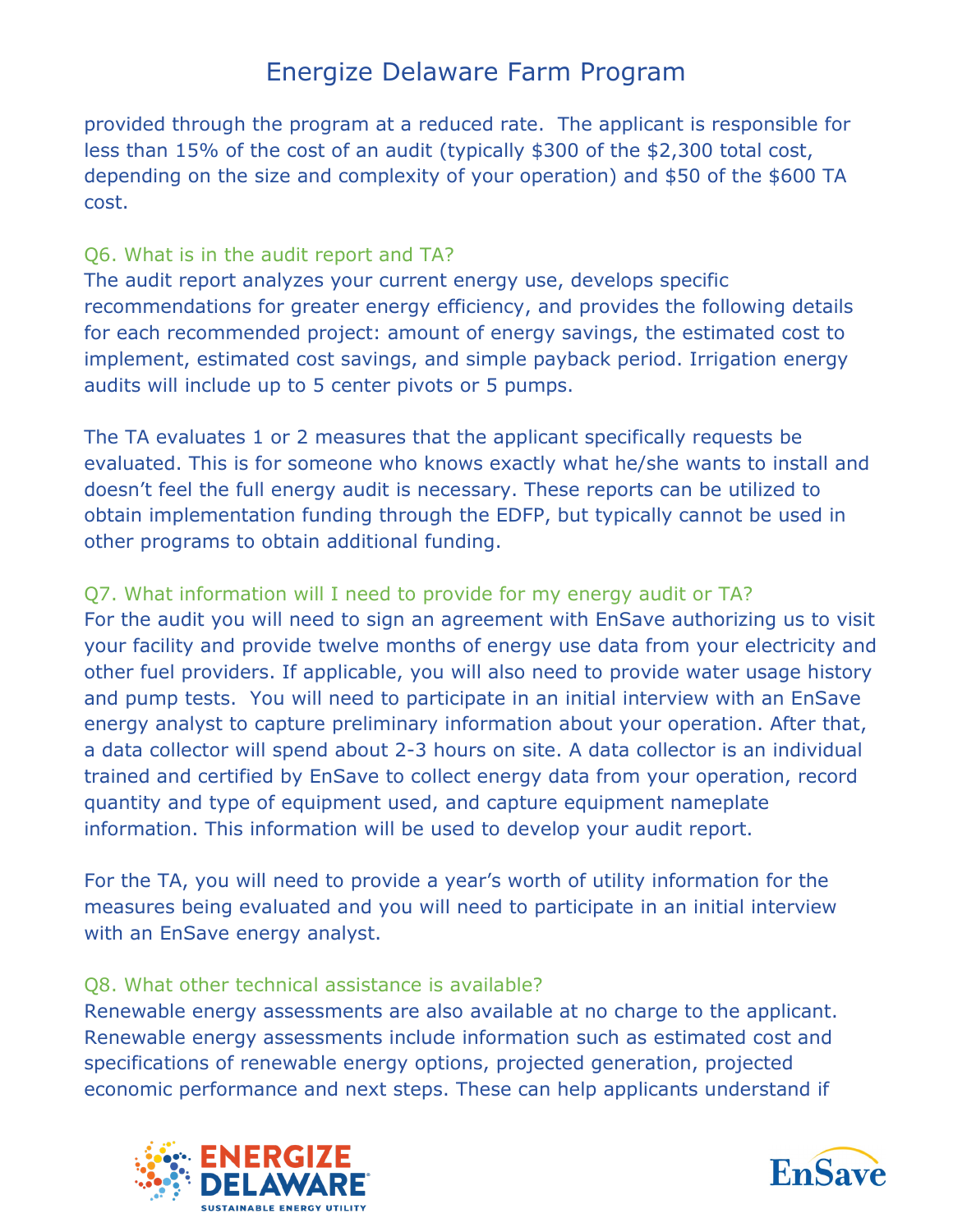provided through the program at a reduced rate. The applicant is responsible for less than 15% of the cost of an audit (typically $300 of the $2,300 total cost, depending on the size and complexity of your operation) and $50 of the $600 TA cost.

### Q6. What is in the audit report and TA?

The audit report analyzes your current energy use, develops specific recommendations for greater energy efficiency, and provides the following details for each recommended project: amount of energy savings, the estimated cost to implement, estimated cost savings, and simple payback period. Irrigation energy audits will include up to 5 center pivots or 5 pumps.

The TA evaluates 1 or 2 measures that the applicant specifically requests be evaluated. This is for someone who knows exactly what he/she wants to install and doesn't feel the full energy audit is necessary. These reports can be utilized to obtain implementation funding through the EDFP, but typically cannot be used in other programs to obtain additional funding.

### Q7. What information will I need to provide for my energy audit or TA?

For the audit you will need to sign an agreement with EnSave authorizing us to visit your facility and provide twelve months of energy use data from your electricity and other fuel providers. If applicable, you will also need to provide water usage history and pump tests. You will need to participate in an initial interview with an EnSave energy analyst to capture preliminary information about your operation. After that, a data collector will spend about 2-3 hours on site. A data collector is an individual trained and certified by EnSave to collect energy data from your operation, record quantity and type of equipment used, and capture equipment nameplate information. This information will be used to develop your audit report.

For the TA, you will need to provide a year's worth of utility information for the measures being evaluated and you will need to participate in an initial interview with an EnSave energy analyst.

### Q8. What other technical assistance is available?

Renewable energy assessments are also available at no charge to the applicant. Renewable energy assessments include information such as estimated cost and specifications of renewable energy options, projected generation, projected economic performance and next steps. These can help applicants understand if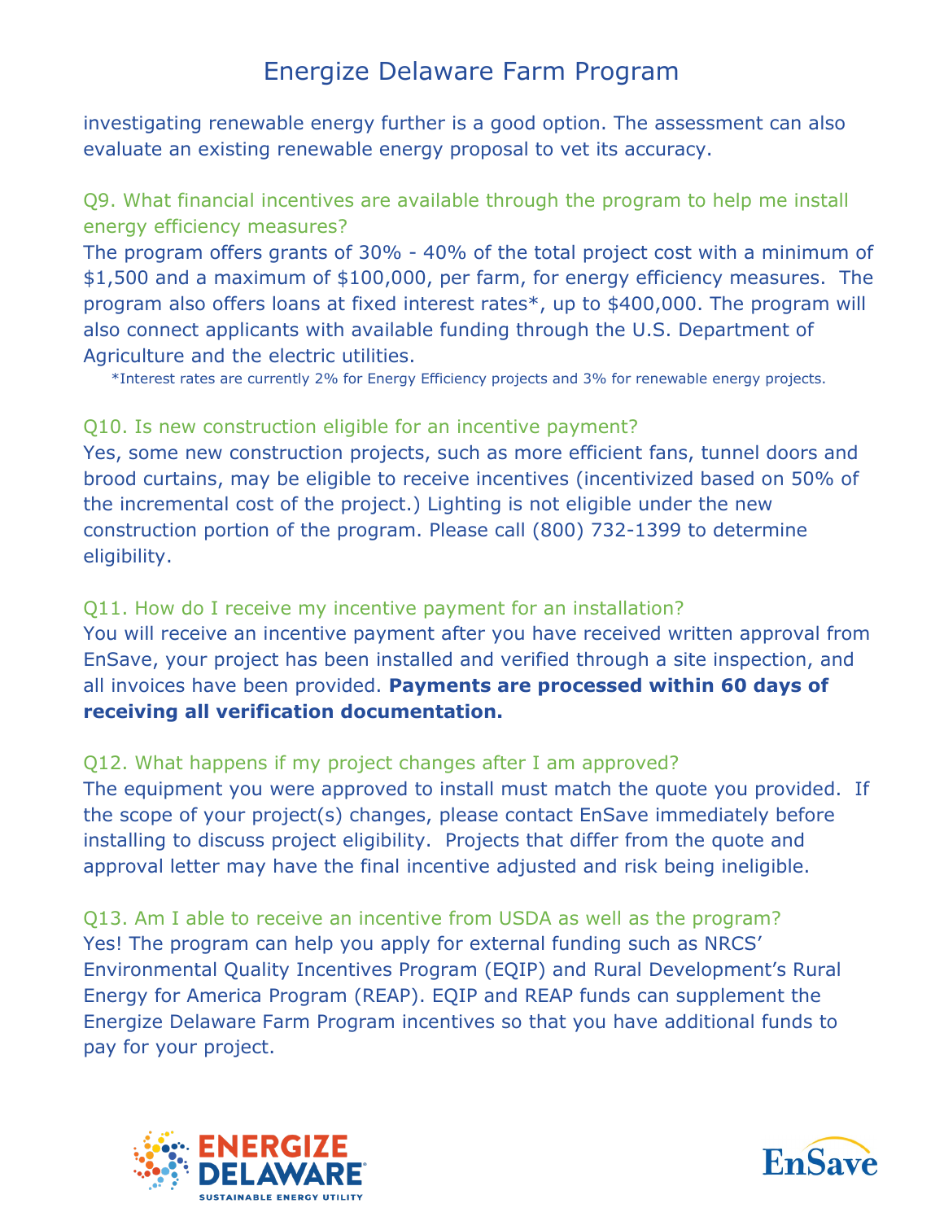investigating renewable energy further is a good option. The assessment can also evaluate an existing renewable energy proposal to vet its accuracy.

### Q9. What financial incentives are available through the program to help me install energy efficiency measures?

The program offers grants of 30% - 40% of the total project cost with a minimum of $1,500 and a maximum of $100,000, per farm, for energy efficiency measures. The program also offers loans at fixed interest rates*, up to $400,000. The program will also connect applicants with available funding through the U.S. Department of Agriculture and the electric utilities.

*Interest rates are currently 2% for Energy Efficiency projects and 3% for renewable energy projects.

### Q10. Is new construction eligible for an incentive payment?

Yes, some new construction projects, such as more efficient fans, tunnel doors and brood curtains, may be eligible to receive incentives (incentivized based on 50% of the incremental cost of the project.) Lighting is not eligible under the new construction portion of the program. Please call (800) 732-1399 to determine eligibility.

### Q11. How do I receive my incentive payment for an installation?

You will receive an incentive payment after you have received written approval from EnSave, your project has been installed and verified through a site inspection, and all invoices have been provided. **Payments are processed within 60 days of receiving all verification documentation.**

### Q12. What happens if my project changes after I am approved?

The equipment you were approved to install must match the quote you provided. If the scope of your project(s) changes, please contact EnSave immediately before installing to discuss project eligibility. Projects that differ from the quote and approval letter may have the final incentive adjusted and risk being ineligible.

### Q13. Am I able to receive an incentive from USDA as well as the program?

Yes! The program can help you apply for external funding such as NRCS' Environmental Quality Incentives Program (EQIP) and Rural Development's Rural Energy for America Program (REAP). EQIP and REAP funds can supplement the Energize Delaware Farm Program incentives so that you have additional funds to pay for your project.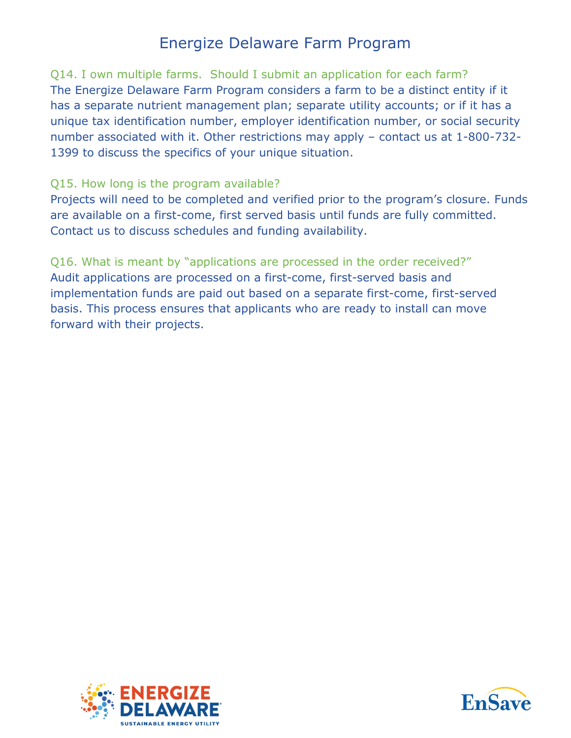# Energize Delaware Farm Program

### Q14. I own multiple farms. Should I submit an application for each farm?

The Energize Delaware Farm Program considers a farm to be a distinct entity if it has a separate nutrient management plan; separate utility accounts; or if it has a unique tax identification number, employer identification number, or social security number associated with it. Other restrictions may apply – contact us at 1-800-732-1399 to discuss the specifics of your unique situation.

### Q15. How long is the program available?

Projects will need to be completed and verified prior to the program's closure. Funds are available on a first-come, first served basis until funds are fully committed. Contact us to discuss schedules and funding availability.

### Q16. What is meant by "applications are processed in the order received?"

Audit applications are processed on a first-come, first-served basis and implementation funds are paid out based on a separate first-come, first-served basis. This process ensures that applicants who are ready to install can move forward with their projects.